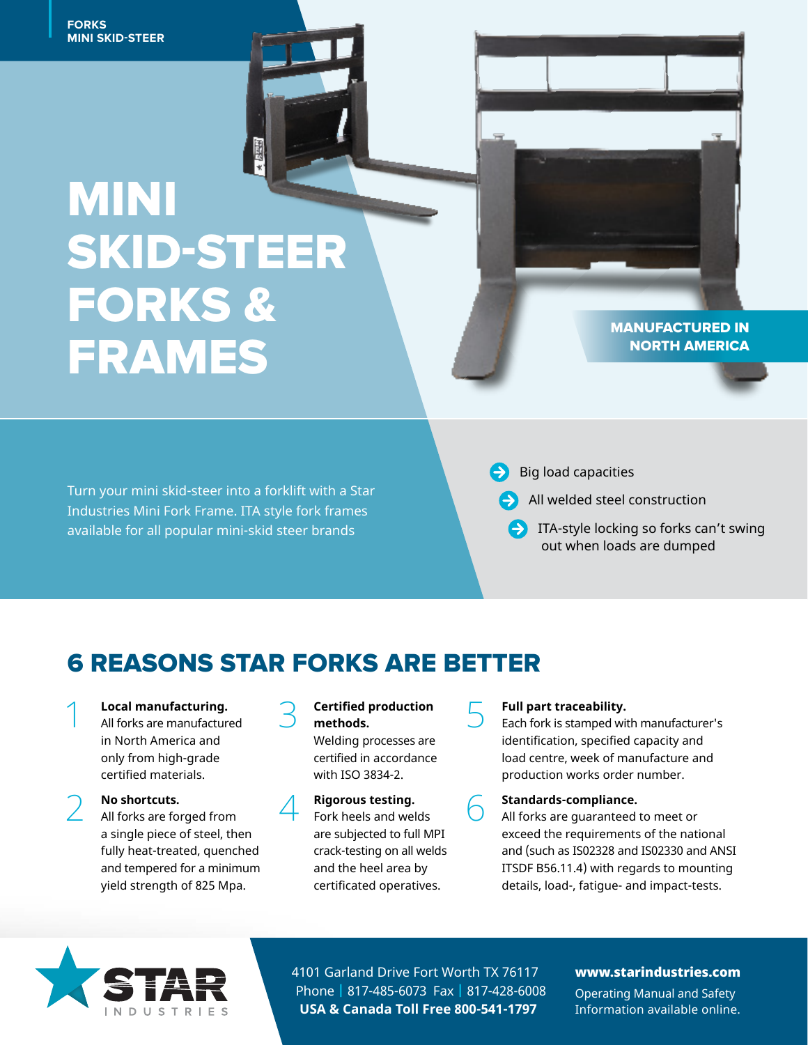FORKS
MINI SKID-STEER

# MINI SKID-STEER FORKS & FRAMES

**MANUFACTURED IN NORTH AMERICA**

Turn your mini skid-steer into a forklift with a Star Industries Mini Fork Frame. ITA style fork frames available for all popular mini-skid steer brands

- Big load capacities
- All welded steel construction
- ITA-style locking so forks can't swing out when loads are dumped

## 6 REASONS STAR FORKS ARE BETTER

1. **Local manufacturing.** All forks are manufactured in North America and only from high-grade certified materials.
2. **No shortcuts.** All forks are forged from a single piece of steel, then fully heat-treated, quenched and tempered for a minimum yield strength of 825 Mpa.
3. **Certified production methods.** Welding processes are certified in accordance with ISO 3834-2.
4. **Rigorous testing.** Fork heels and welds are subjected to full MPI crack-testing on all welds and the heel area by certificated operatives.
5. **Full part traceability.** Each fork is stamped with manufacturer's identification, specified capacity and load centre, week of manufacture and production works order number.
6. **Standards-compliance.** All forks are guaranteed to meet or exceed the requirements of the national and (such as IS02328 and IS02330 and ANSI ITSDF B56.11.4) with regards to mounting details, load-, fatigue- and impact-tests.

STAR INDUSTRIES

4101 Garland Drive Fort Worth TX 76117
Phone | 817-485-6073 Fax | 817-428-6008
**USA & Canada Toll Free 800-541-1797**

**www.starindustries.com**
Operating Manual and Safety Information available online.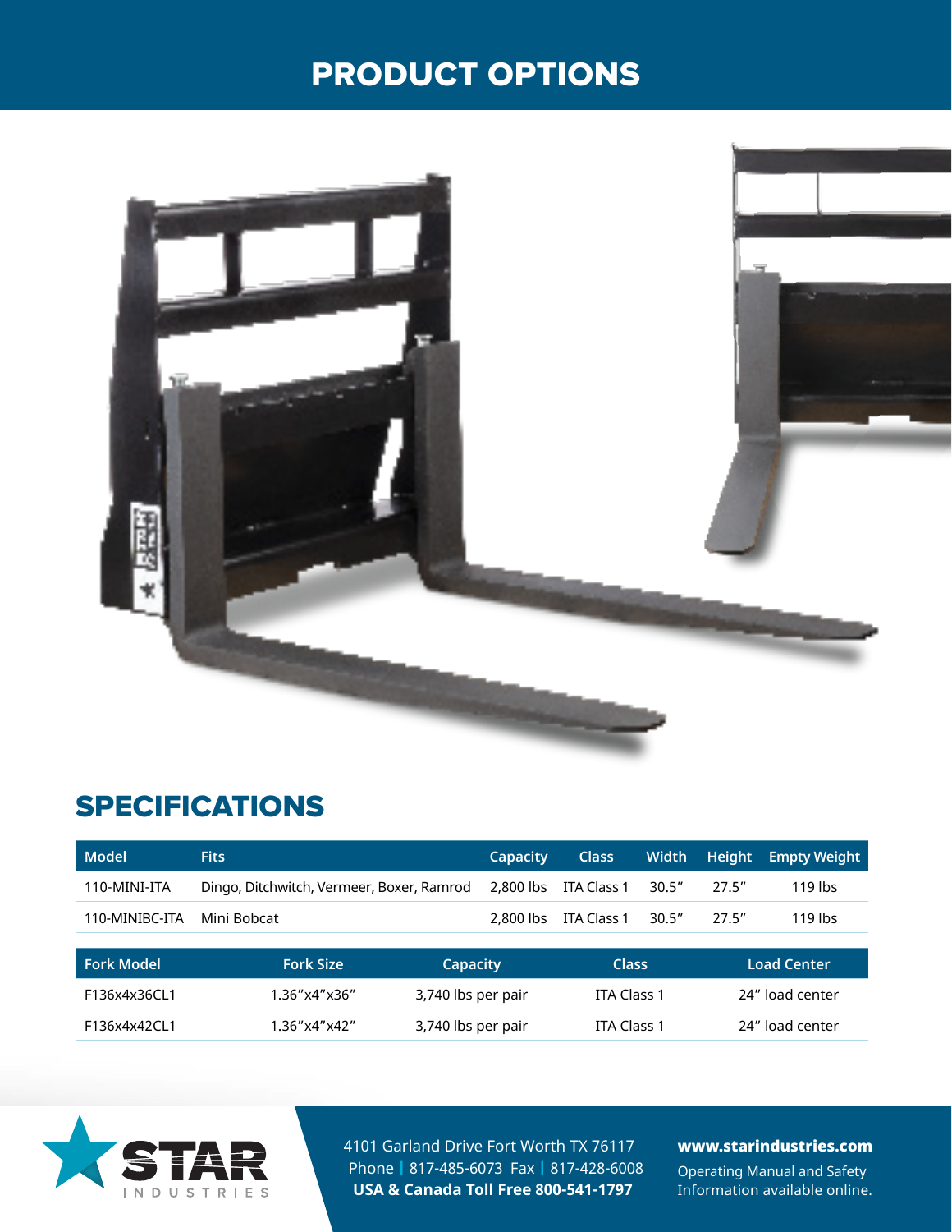# PRODUCT OPTIONS

## SPECIFICATIONS

| Model | Fits | Capacity | Class | Width | Height | Empty Weight |
|---|---|---|---|---|---|---|
| 110-MINI-ITA | Dingo, Ditchwitch, Vermeer, Boxer, Ramrod | 2,800 lbs | ITA Class 1 | 30.5″ | 27.5″ | 119 lbs |
| 110-MINIBC-ITA | Mini Bobcat | 2,800 lbs | ITA Class 1 | 30.5″ | 27.5″ | 119 lbs |

| Fork Model | Fork Size | Capacity | Class | Load Center |
|---|---|---|---|---|
| F136x4x36CL1 | 1.36″x4″x36″ | 3,740 lbs per pair | ITA Class 1 | 24″ load center |
| F136x4x42CL1 | 1.36″x4″x42″ | 3,740 lbs per pair | ITA Class 1 | 24″ load center |

STAR INDUSTRIES

4101 Garland Drive Fort Worth TX 76117
Phone | 817-485-6073 Fax | 817-428-6008
**USA & Canada Toll Free 800-541-1797**

**www.starindustries.com**
Operating Manual and Safety Information available online.